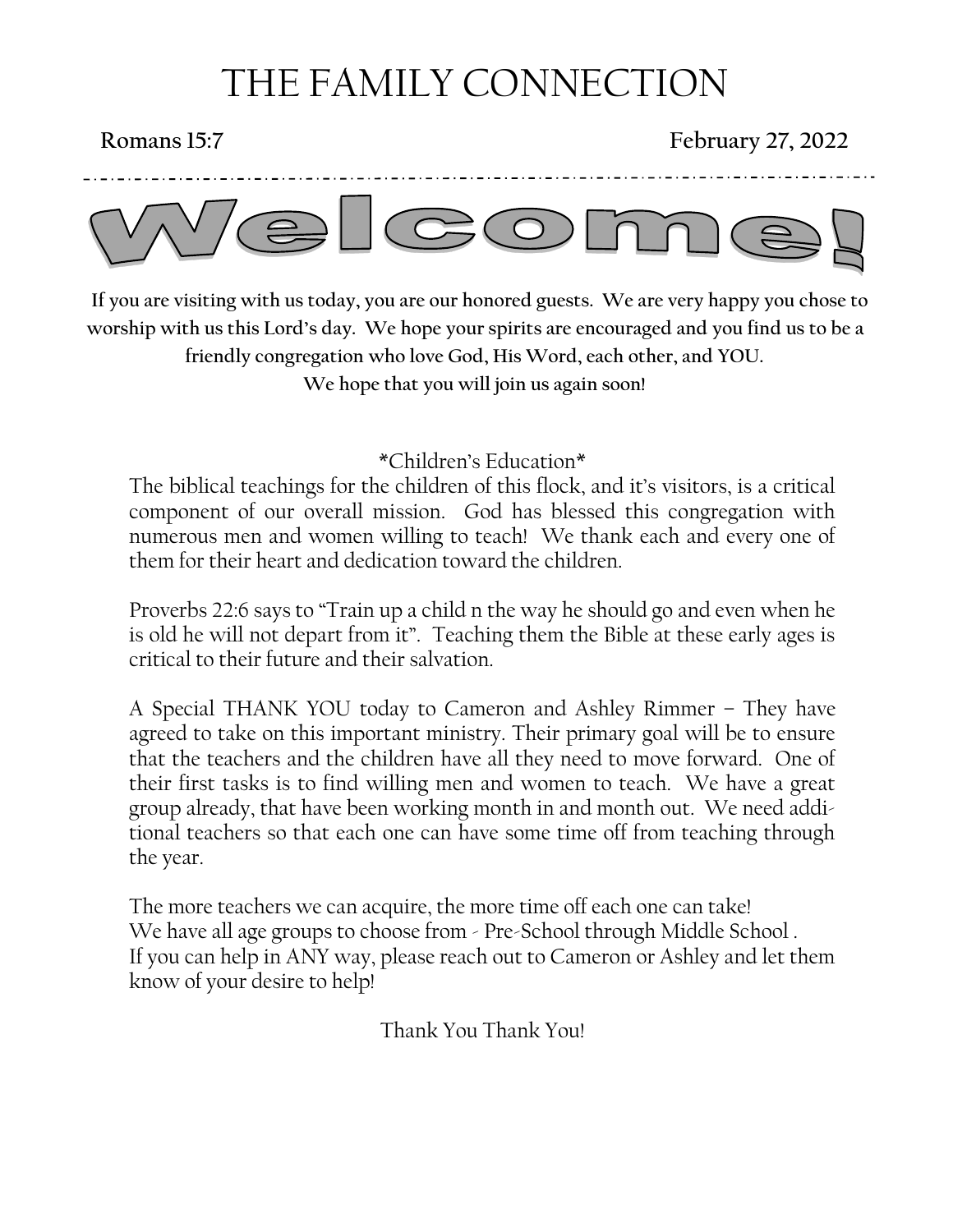# THE FAMILY CONNECTION

**Romans 15:7** **February 27, 2022**

# Welcome!

**If you are visiting with us today, you are our honored guests. We are very happy you chose to worship with us this Lord's day. We hope your spirits are encouraged and you find us to be a friendly congregation who love God, His Word, each other, and YOU.**
**We hope that you will join us again soon!**

*Children's Education*

The biblical teachings for the children of this flock, and it's visitors, is a critical component of our overall mission. God has blessed this congregation with numerous men and women willing to teach! We thank each and every one of them for their heart and dedication toward the children.

Proverbs 22:6 says to "Train up a child n the way he should go and even when he is old he will not depart from it". Teaching them the Bible at these early ages is critical to their future and their salvation.

A Special THANK YOU today to Cameron and Ashley Rimmer – They have agreed to take on this important ministry. Their primary goal will be to ensure that the teachers and the children have all they need to move forward. One of their first tasks is to find willing men and women to teach. We have a great group already, that have been working month in and month out. We need additional teachers so that each one can have some time off from teaching through the year.

The more teachers we can acquire, the more time off each one can take!
We have all age groups to choose from - Pre-School through Middle School .
If you can help in ANY way, please reach out to Cameron or Ashley and let them know of your desire to help!

Thank You Thank You!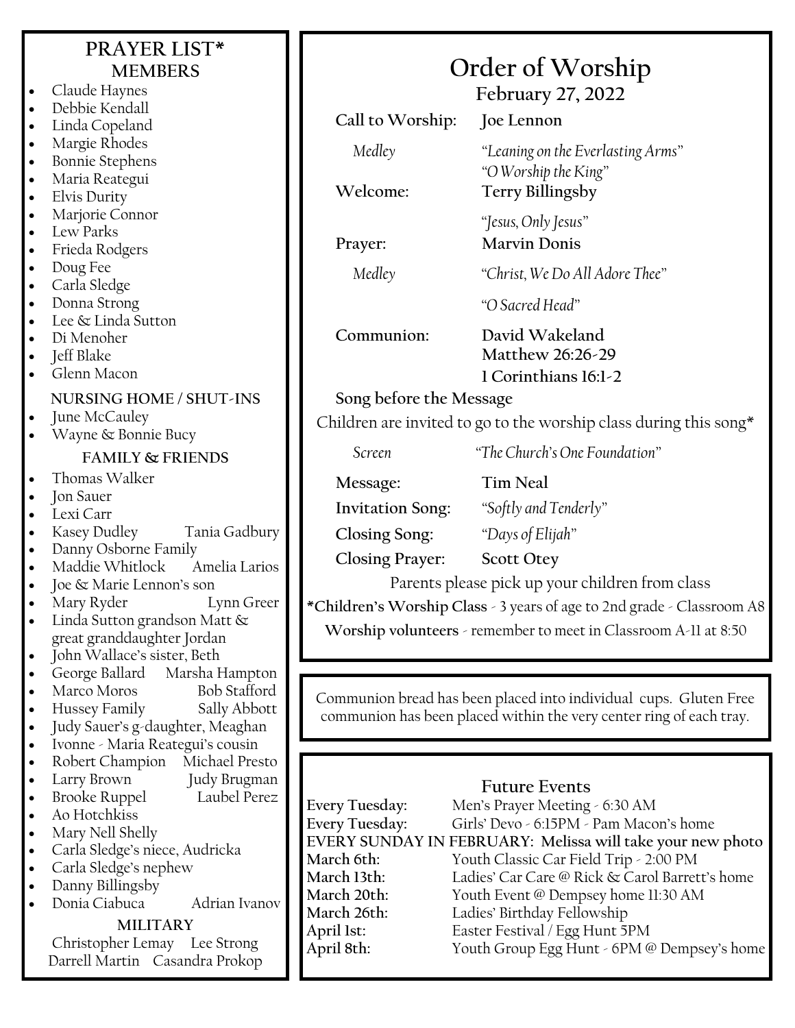## PRAYER LIST*

### MEMBERS

- Claude Haynes
- Debbie Kendall
- Linda Copeland
- Margie Rhodes
- Bonnie Stephens
- Maria Reategui
- Elvis Durity
- Marjorie Connor
- Lew Parks
- Frieda Rodgers
- Doug Fee
- Carla Sledge
- Donna Strong
- Lee & Linda Sutton
- Di Menoher
- Jeff Blake
- Glenn Macon

### NURSING HOME / SHUT-INS

- June McCauley
- Wayne & Bonnie Bucy

### FAMILY & FRIENDS

- Thomas Walker
- Jon Sauer
- Lexi Carr
- Kasey Dudley    Tania Gadbury
- Danny Osborne Family
- Maddie Whitlock    Amelia Larios
- Joe & Marie Lennon's son
- Mary Ryder    Lynn Greer
- Linda Sutton grandson Matt & great granddaughter Jordan
- John Wallace's sister, Beth
- George Ballard    Marsha Hampton
- Marco Moros    Bob Stafford
- Hussey Family    Sally Abbott
- Judy Sauer's g-daughter, Meaghan
- Ivonne - Maria Reategui's cousin
- Robert Champion    Michael Presto
- Larry Brown    Judy Brugman
- Brooke Ruppel    Laubel Perez
- Ao Hotchkiss
- Mary Nell Shelly
- Carla Sledge's niece, Audricka
- Carla Sledge's nephew
- Danny Billingsby
- Donia Ciabuca    Adrian Ivanov

### MILITARY

Christopher Lemay    Lee Strong
Darrell Martin    Casandra Prokop

# Order of Worship

## February 27, 2022

**Call to Worship:** **Joe Lennon**

*Medley* — *"Leaning on the Everlasting Arms"*
*"O Worship the King"*

**Welcome:** **Terry Billingsby**

*"Jesus, Only Jesus"*

**Prayer:** **Marvin Donis**

*Medley* — *"Christ, We Do All Adore Thee"*

*"O Sacred Head"*

**Communion:** **David Wakeland**
**Matthew 26:26-29**
**1 Corinthians 16:1-2**

**Song before the Message**

Children are invited to go to the worship class during this song*

*Screen* — *"The Church's One Foundation"*

**Message:** **Tim Neal**

**Invitation Song:** *"Softly and Tenderly"*

**Closing Song:** *"Days of Elijah"*

**Closing Prayer:** **Scott Otey**

Parents please pick up your children from class

***Children's Worship Class** - 3 years of age to 2nd grade - Classroom A8

**Worship volunteers** - remember to meet in Classroom A-11 at 8:50

---

Communion bread has been placed into individual cups. Gluten Free communion has been placed within the very center ring of each tray.

---

### Future Events

**Every Tuesday:** Men's Prayer Meeting - 6:30 AM
**Every Tuesday:** Girls' Devo - 6:15PM - Pam Macon's home
**EVERY SUNDAY IN FEBRUARY: Melissa will take your new photo**
**March 6th:** Youth Classic Car Field Trip - 2:00 PM
**March 13th:** Ladies' Car Care @ Rick & Carol Barrett's home
**March 20th:** Youth Event @ Dempsey home 11:30 AM
**March 26th:** Ladies' Birthday Fellowship
**April 1st:** Easter Festival / Egg Hunt 5PM
**April 8th:** Youth Group Egg Hunt - 6PM @ Dempsey's home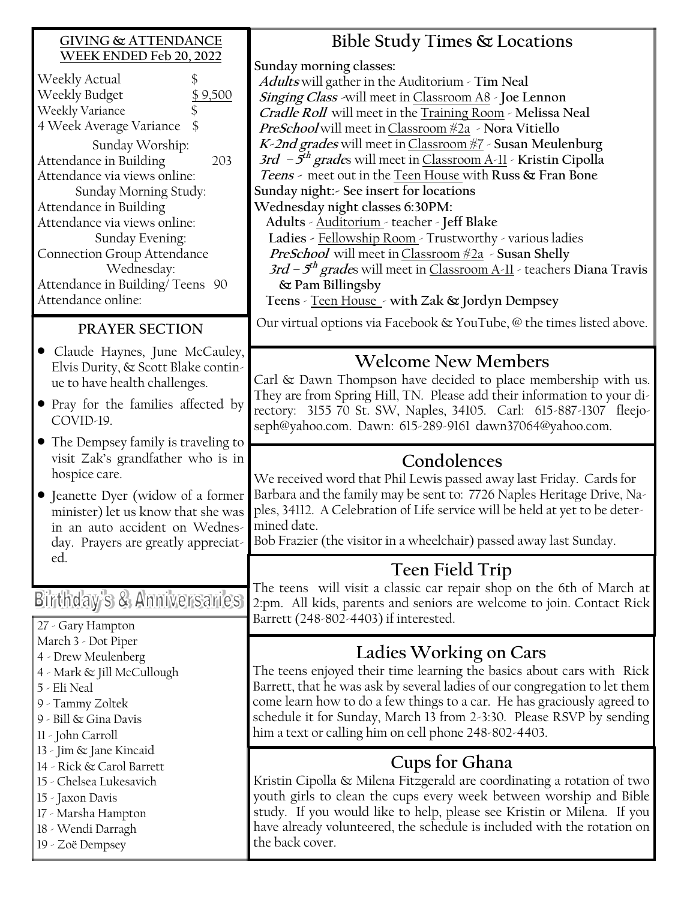## GIVING & ATTENDANCE
## WEEK ENDED Feb 20, 2022

| | |
|---|---|
| Weekly Actual | $ |
| Weekly Budget | $ 9,500 |
| Weekly Variance | $ |
| 4 Week Average Variance | $ |
| **Sunday Worship:** | |
| Attendance in Building | 203 |
| Attendance via views online: | |
| **Sunday Morning Study:** | |
| Attendance in Building | |
| Attendance via views online: | |
| **Sunday Evening:** | |
| Connection Group Attendance | |
| **Wednesday:** | |
| Attendance in Building/ Teens | 90 |
| Attendance online: | |

## PRAYER SECTION

- Claude Haynes, June McCauley, Elvis Durity, & Scott Blake continue to have health challenges.
- Pray for the families affected by COVID-19.
- The Dempsey family is traveling to visit Zak's grandfather who is in hospice care.
- Jeanette Dyer (widow of a former minister) let us know that she was in an auto accident on Wednesday. Prayers are greatly appreciated.

## Birthday's & Anniversaries

27 - Gary Hampton
March 3 - Dot Piper
4 - Drew Meulenberg
4 - Mark & Jill McCullough
5 - Eli Neal
9 - Tammy Zoltek
9 - Bill & Gina Davis
11 - John Carroll
13 - Jim & Jane Kincaid
14 - Rick & Carol Barrett
15 - Chelsea Lukesavich
15 - Jaxon Davis
17 - Marsha Hampton
18 - Wendi Darragh
19 - Zoë Dempsey

## Bible Study Times & Locations

**Sunday morning classes:**

***Adults*** will gather in the Auditorium - **Tim Neal**
***Singing Class*** -will meet in Classroom A8 - **Joe Lennon**
***Cradle Roll*** will meet in the Training Room - **Melissa Neal**
***PreSchool*** will meet in Classroom #2a - **Nora Vitiello**
***K-2nd grades*** will meet in Classroom #7 - **Susan Meulenburg**
***3rd – 5th grade***s will meet in Classroom A-11 - **Kristin Cipolla**
***Teens*** - meet out in the Teen House with **Russ & Fran Bone**

**Sunday night:- See insert for locations**

**Wednesday night classes 6:30PM:**

**Adults** - Auditorium - teacher - **Jeff Blake**
**Ladies** - Fellowship Room - Trustworthy - various ladies
***PreSchool*** will meet in Classroom #2a - **Susan Shelly**
***3rd – 5th grade***s will meet in Classroom A-11 - teachers **Diana Travis & Pam Billingsby**
**Teens** - Teen House - **with Zak & Jordyn Dempsey**

Our virtual options via Facebook & YouTube, @ the times listed above.

## Welcome New Members

Carl & Dawn Thompson have decided to place membership with us. They are from Spring Hill, TN. Please add their information to your directory: 3155 70 St. SW, Naples, 34105. Carl: 615-887-1307 fleejoseph@yahoo.com. Dawn: 615-289-9161 dawn37064@yahoo.com.

## Condolences

We received word that Phil Lewis passed away last Friday. Cards for Barbara and the family may be sent to: 7726 Naples Heritage Drive, Naples, 34112. A Celebration of Life service will be held at yet to be determined date.

Bob Frazier (the visitor in a wheelchair) passed away last Sunday.

## Teen Field Trip

The teens will visit a classic car repair shop on the 6th of March at 2:pm. All kids, parents and seniors are welcome to join. Contact Rick Barrett (248-802-4403) if interested.

## Ladies Working on Cars

The teens enjoyed their time learning the basics about cars with Rick Barrett, that he was ask by several ladies of our congregation to let them come learn how to do a few things to a car. He has graciously agreed to schedule it for Sunday, March 13 from 2-3:30. Please RSVP by sending him a text or calling him on cell phone 248-802-4403.

## Cups for Ghana

Kristin Cipolla & Milena Fitzgerald are coordinating a rotation of two youth girls to clean the cups every week between worship and Bible study. If you would like to help, please see Kristin or Milena. If you have already volunteered, the schedule is included with the rotation on the back cover.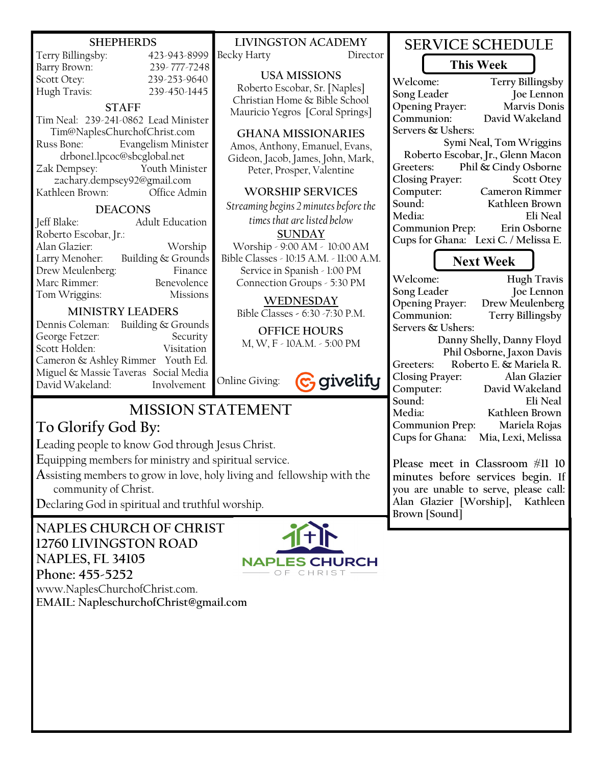## SHEPHERDS

Terry Billingsby: 423-943-8999
Barry Brown: 239- 777-7248
Scott Otey: 239-253-9640
Hugh Travis: 239-450-1445

## STAFF

Tim Neal: 239-241-0862 Lead Minister
Tim@NaplesChurchofChrist.com
Russ Bone: Evangelism Minister
drbone1.lpcoc@sbcglobal.net
Zak Dempsey: Youth Minister
zachary.dempsey92@gmail.com
Kathleen Brown: Office Admin

## DEACONS

Jeff Blake: Adult Education
Roberto Escobar, Jr.:
Alan Glazier: Worship
Larry Menoher: Building & Grounds
Drew Meulenberg: Finance
Marc Rimmer: Benevolence
Tom Wriggins: Missions

## MINISTRY LEADERS

Dennis Coleman: Building & Grounds
George Fetzer: Security
Scott Holden: Visitation
Cameron & Ashley Rimmer Youth Ed.
Miguel & Massie Taveras Social Media
David Wakeland: Involvement

## LIVINGSTON ACADEMY

Becky Harty Director

## USA MISSIONS

Roberto Escobar, Sr. [Naples]
Christian Home & Bible School
Mauricio Yegros [Coral Springs]

## GHANA MISSIONARIES

Amos, Anthony, Emanuel, Evans, Gideon, Jacob, James, John, Mark, Peter, Prosper, Valentine

## WORSHIP SERVICES

*Streaming begins 2 minutes before the times that are listed below*

**SUNDAY**

Worship - 9:00 AM - 10:00 AM
Bible Classes - 10:15 A.M. - 11:00 A.M.
Service in Spanish - 1:00 PM
Connection Groups - 5:30 PM

**WEDNESDAY**

Bible Classes - 6:30 -7:30 P.M.

## OFFICE HOURS

M, W, F - 10A.M. - 5:00 PM

Online Giving: givelify

# SERVICE SCHEDULE

### This Week

Welcome: Terry Billingsby
Song Leader: Joe Lennon
Opening Prayer: Marvis Donis
Communion: David Wakeland
Servers & Ushers:
Symi Neal, Tom Wriggins
Roberto Escobar, Jr., Glenn Macon
Greeters: Phil & Cindy Osborne
Closing Prayer: Scott Otey
Computer: Cameron Rimmer
Sound: Kathleen Brown
Media: Eli Neal
Communion Prep: Erin Osborne
Cups for Ghana: Lexi C. / Melissa E.

### Next Week

Welcome: Hugh Travis
Song Leader: Joe Lennon
Opening Prayer: Drew Meulenberg
Communion: Terry Billingsby
Servers & Ushers:
Danny Shelly, Danny Floyd
Phil Osborne, Jaxon Davis
Greeters: Roberto E. & Mariela R.
Closing Prayer: Alan Glazier
Computer: David Wakeland
Sound: Eli Neal
Media: Kathleen Brown
Communion Prep: Mariela Rojas
Cups for Ghana: Mia, Lexi, Melissa

Please meet in Classroom #11 10 minutes before services begin. If you are unable to serve, please call: Alan Glazier [Worship], Kathleen Brown [Sound]

## MISSION STATEMENT

### To Glorify God By:

Leading people to know God through Jesus Christ.
Equipping members for ministry and spiritual service.
Assisting members to grow in love, holy living and fellowship with the community of Christ.
Declaring God in spiritual and truthful worship.

**NAPLES CHURCH OF CHRIST**
**12760 LIVINGSTON ROAD**
**NAPLES, FL 34105**
**Phone: 455-5252**
www.NaplesChurchofChrist.com.
EMAIL: NapleschurchofChrist@gmail.com

NAPLES CHURCH OF CHRIST